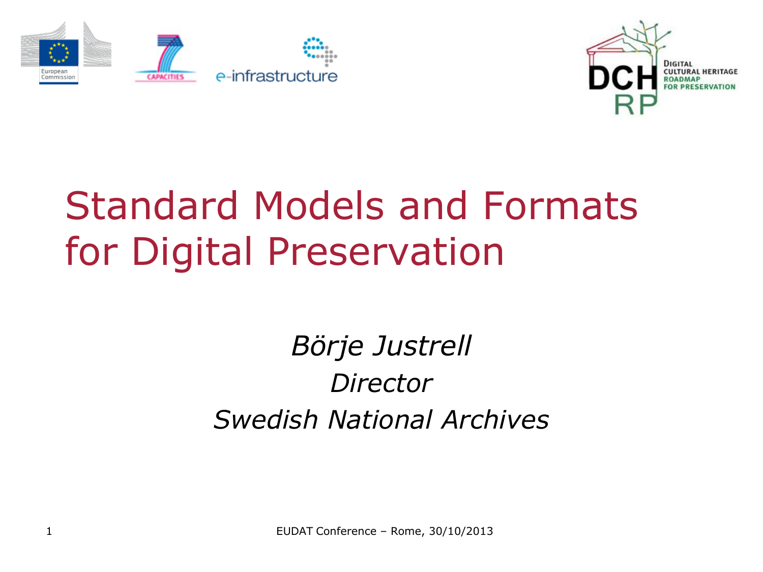# Standard Models and Formats for Digital Preservation

*Börje Justrell*
*Director*
*Swedish National Archives*

EUDAT Conference – Rome, 30/10/2013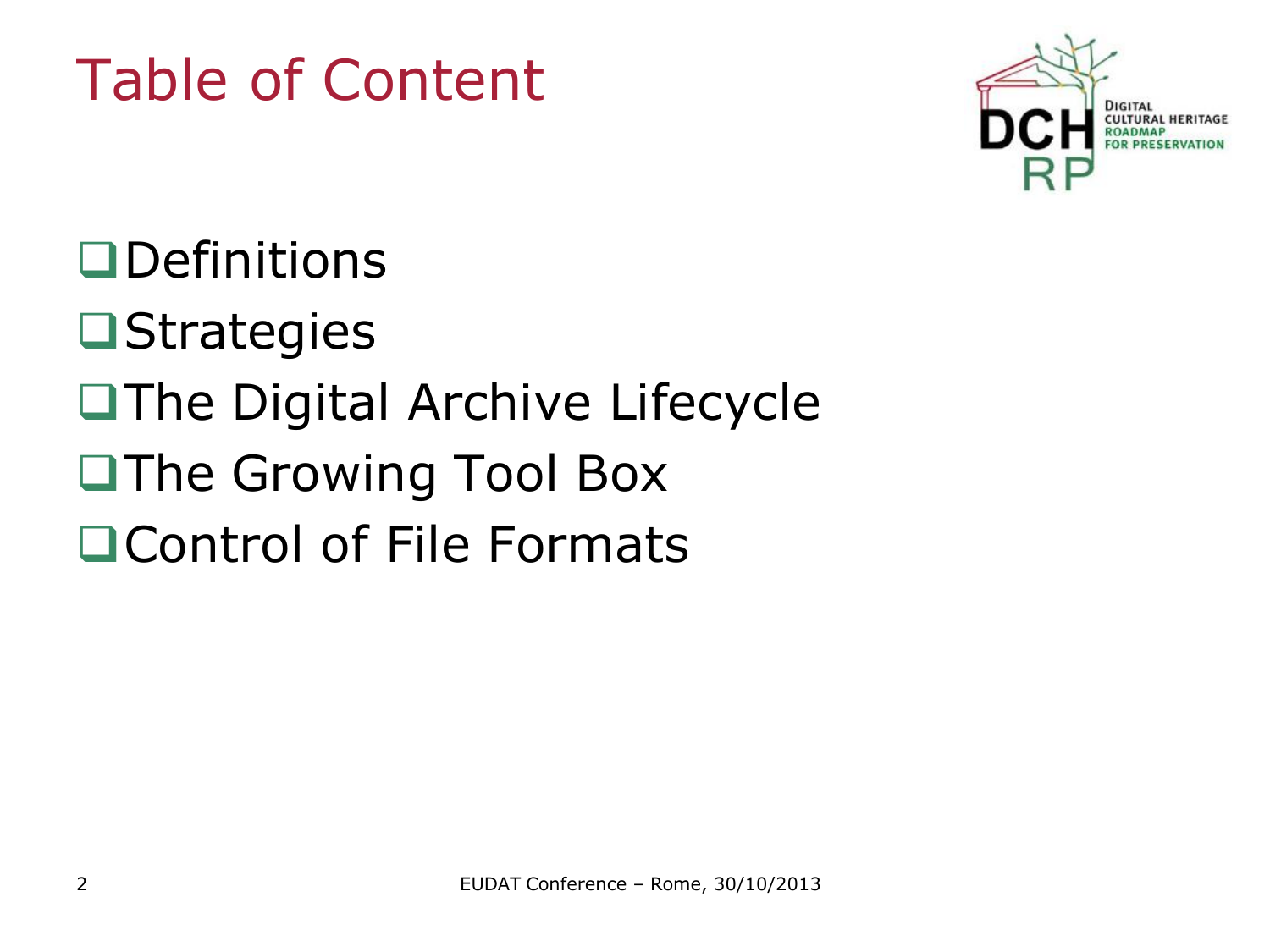# Table of Content

- Definitions
- Strategies
- The Digital Archive Lifecycle
- The Growing Tool Box
- Control of File Formats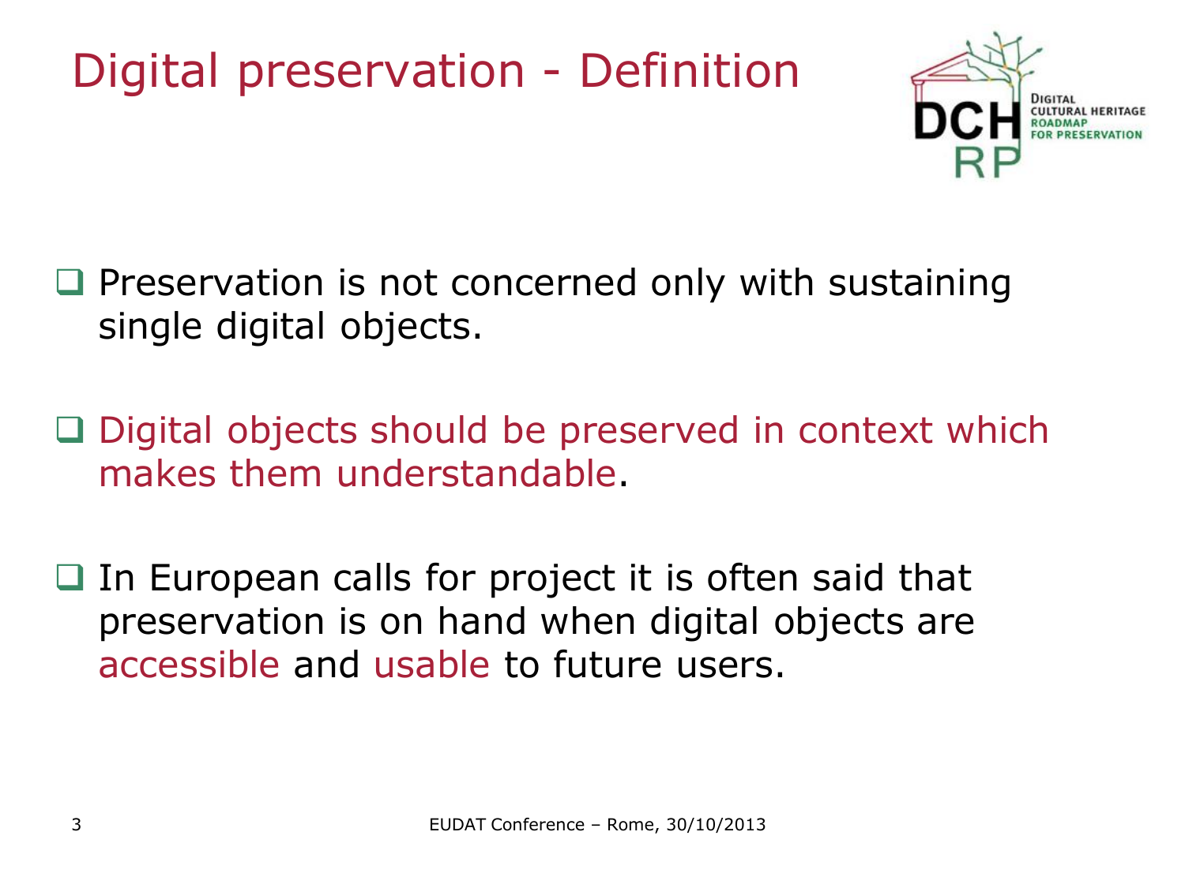# Digital preservation - Definition

- Preservation is not concerned only with sustaining single digital objects.

- Digital objects should be preserved in context which makes them understandable.

- In European calls for project it is often said that preservation is on hand when digital objects are accessible and usable to future users.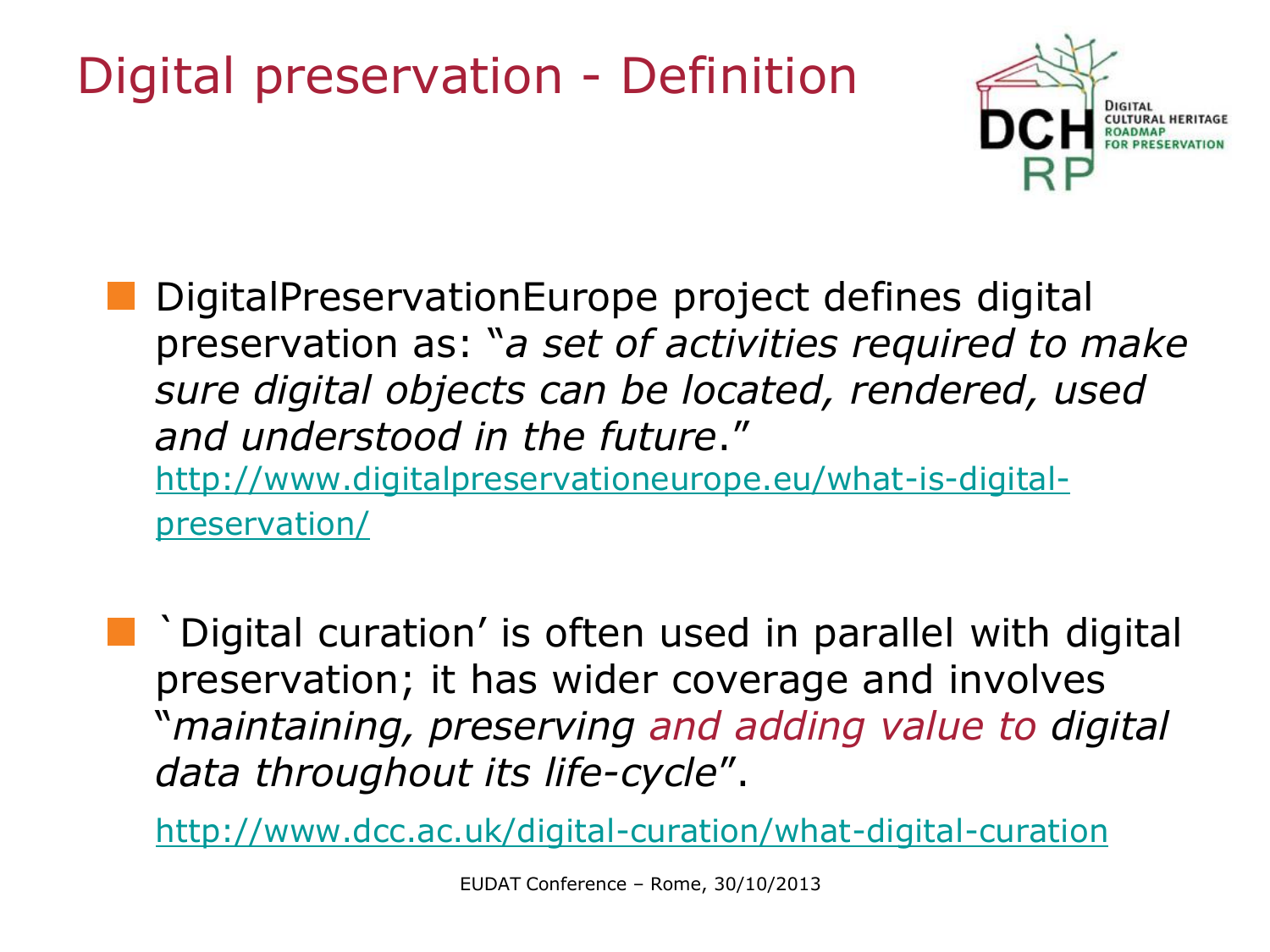# Digital preservation - Definition

- DigitalPreservationEurope project defines digital preservation as: "*a set of activities required to make sure digital objects can be located, rendered, used and understood in the future*."
  http://www.digitalpreservationeurope.eu/what-is-digital-preservation/

- `Digital curation' is often used in parallel with digital preservation; it has wider coverage and involves "*maintaining, preserving and adding value to digital data throughout its life-cycle*".

  http://www.dcc.ac.uk/digital-curation/what-digital-curation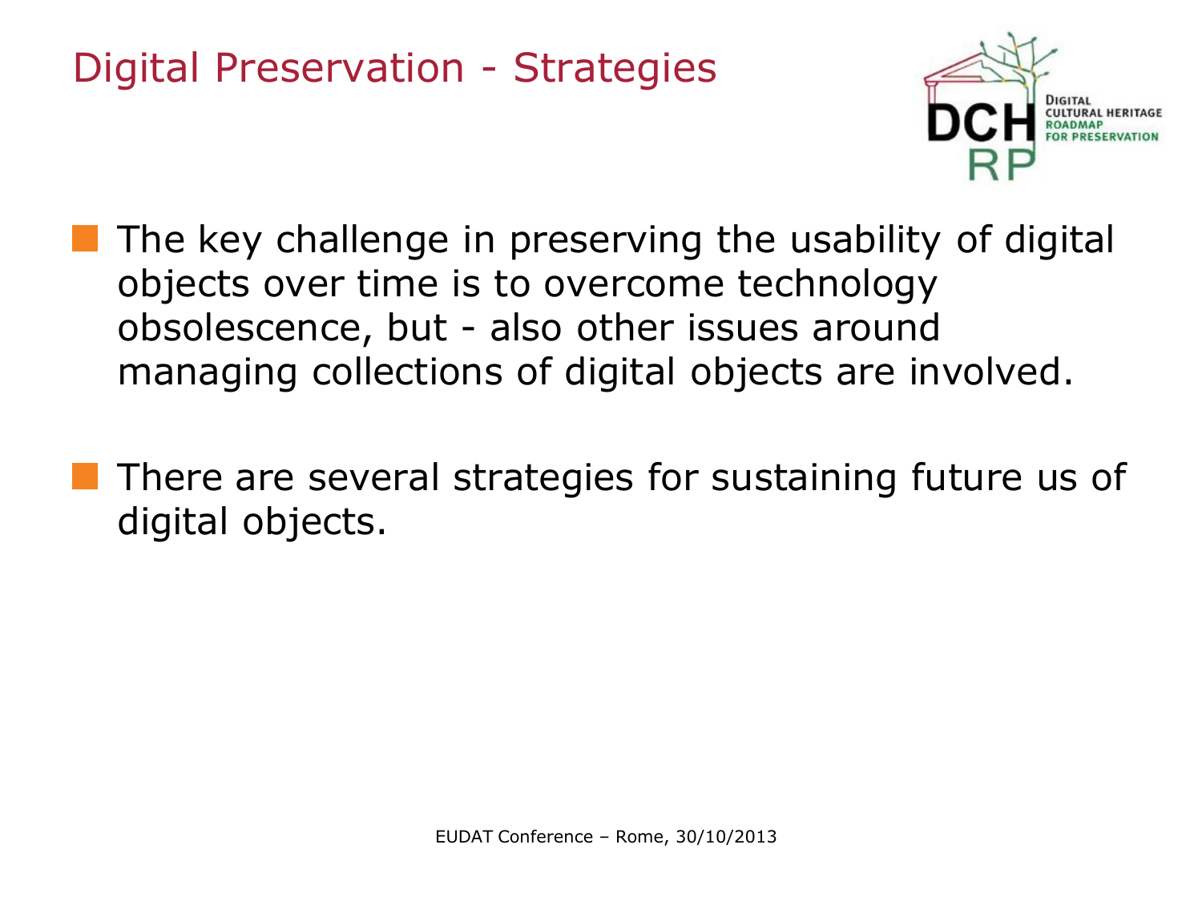# Digital Preservation - Strategies

- The key challenge in preserving the usability of digital objects over time is to overcome technology obsolescence, but - also other issues around managing collections of digital objects are involved.
- There are several strategies for sustaining future us of digital objects.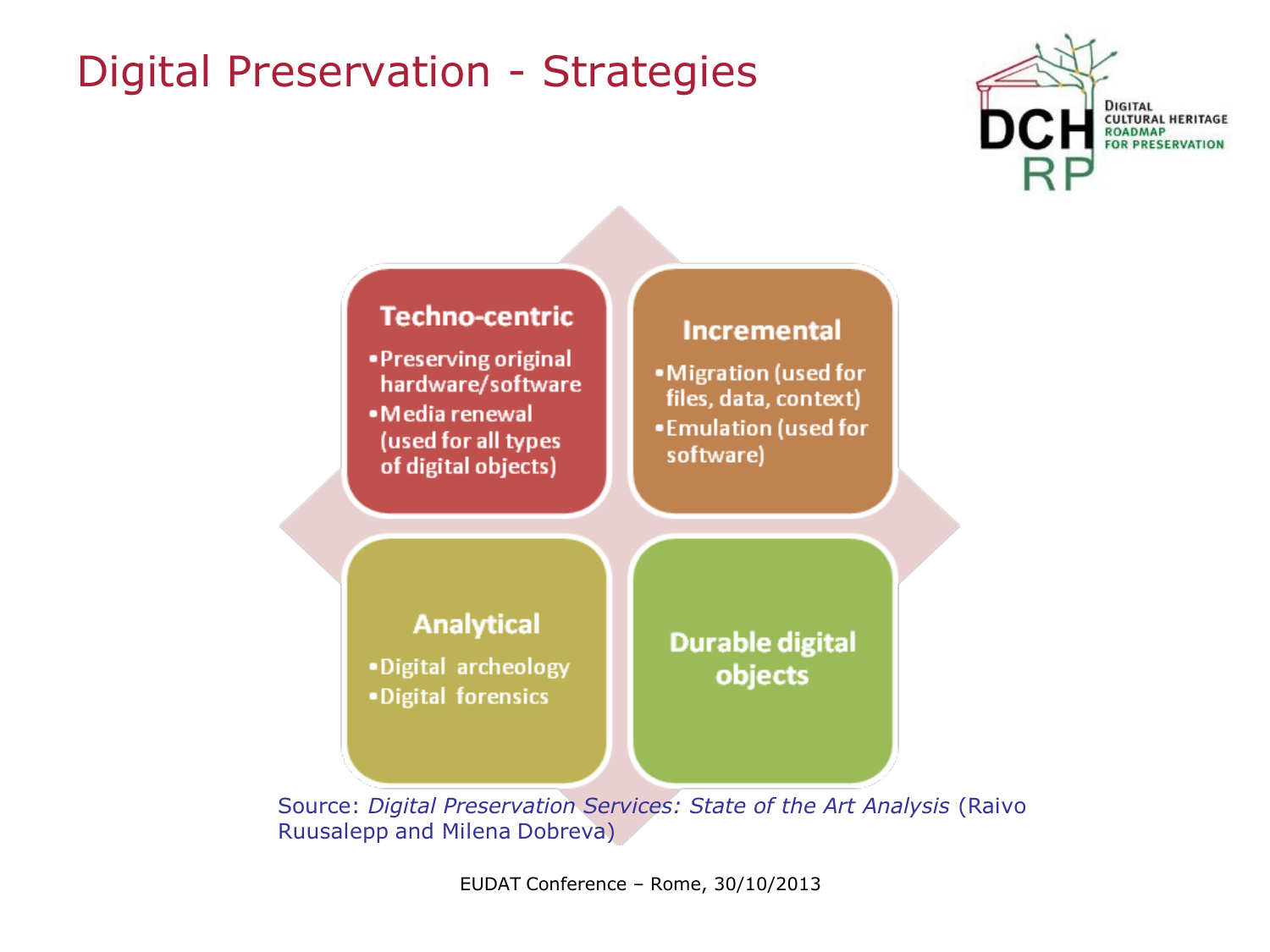# Digital Preservation - Strategies

### Techno-centric

- Preserving original hardware/software
- Media renewal (used for all types of digital objects)

### Incremental

- Migration (used for files, data, context)
- Emulation (used for software)

### Analytical

- Digital archeology
- Digital forensics

### Durable digital objects

Source: *Digital Preservation Services: State of the Art Analysis* (Raivo Ruusalepp and Milena Dobreva)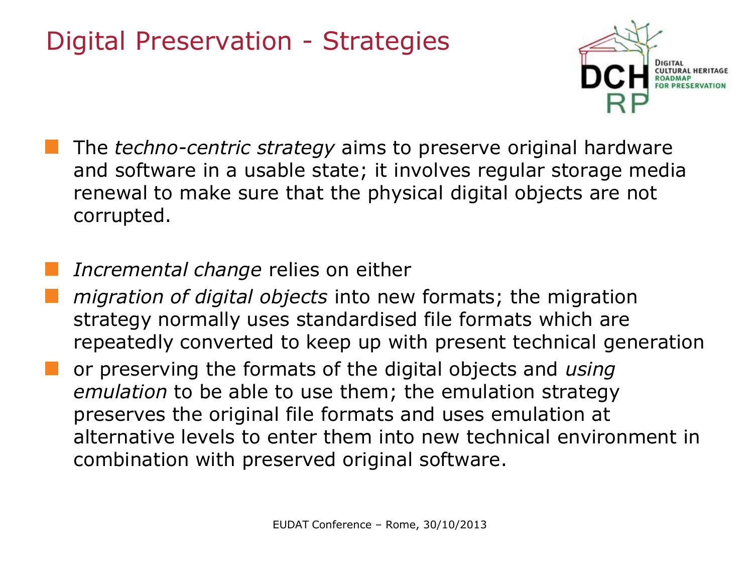# Digital Preservation - Strategies

- The *techno-centric strategy* aims to preserve original hardware and software in a usable state; it involves regular storage media renewal to make sure that the physical digital objects are not corrupted.

- *Incremental change* relies on either
- *migration of digital objects* into new formats; the migration strategy normally uses standardised file formats which are repeatedly converted to keep up with present technical generation
- or preserving the formats of the digital objects and *using emulation* to be able to use them; the emulation strategy preserves the original file formats and uses emulation at alternative levels to enter them into new technical environment in combination with preserved original software.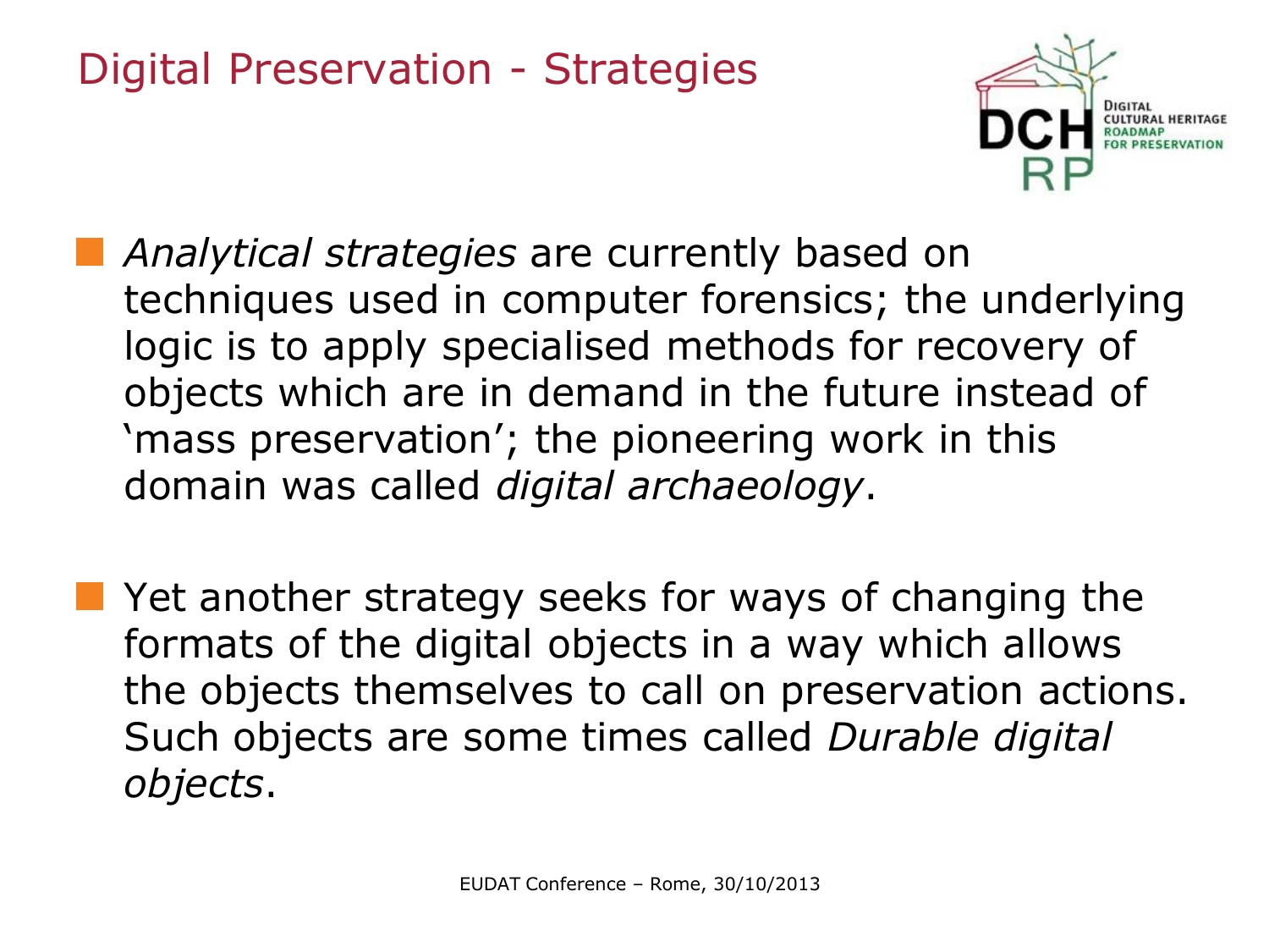# Digital Preservation - Strategies

- *Analytical strategies* are currently based on techniques used in computer forensics; the underlying logic is to apply specialised methods for recovery of objects which are in demand in the future instead of 'mass preservation'; the pioneering work in this domain was called *digital archaeology*.

- Yet another strategy seeks for ways of changing the formats of the digital objects in a way which allows the objects themselves to call on preservation actions. Such objects are some times called *Durable digital objects*.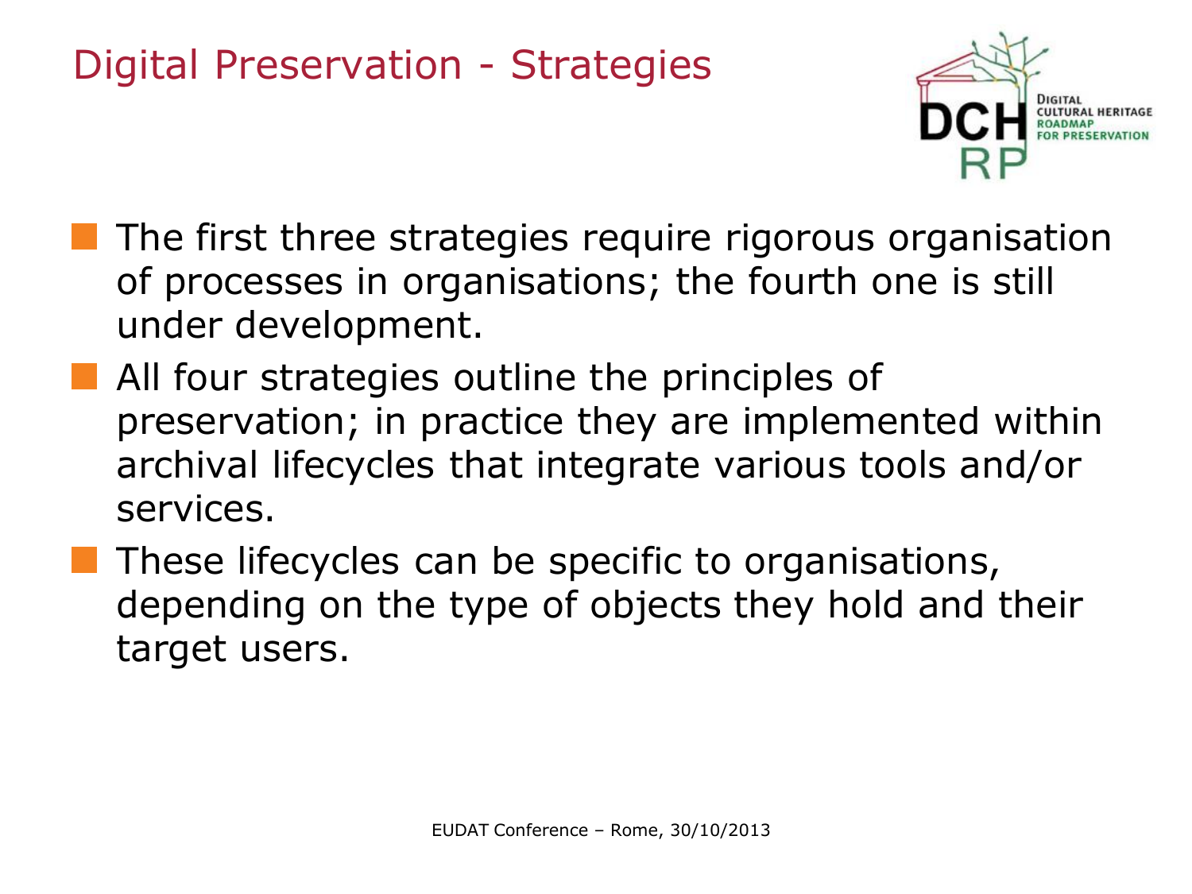# Digital Preservation - Strategies

- The first three strategies require rigorous organisation of processes in organisations; the fourth one is still under development.
- All four strategies outline the principles of preservation; in practice they are implemented within archival lifecycles that integrate various tools and/or services.
- These lifecycles can be specific to organisations, depending on the type of objects they hold and their target users.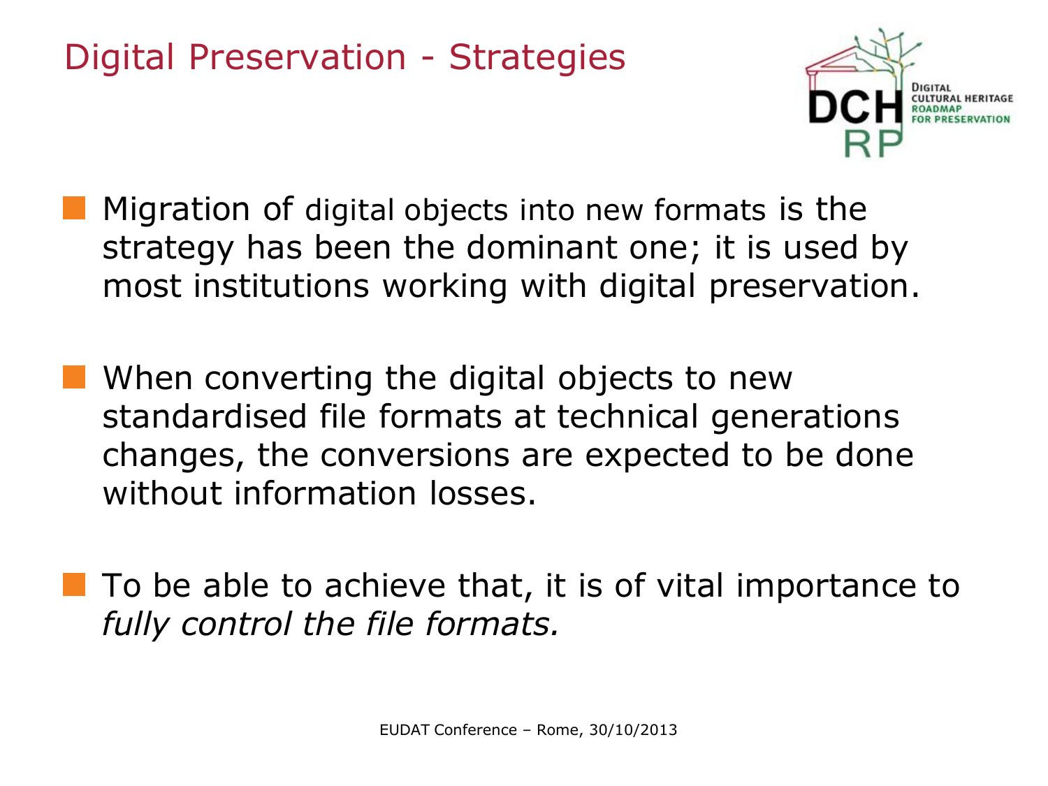# Digital Preservation - Strategies

- Migration of digital objects into new formats is the strategy has been the dominant one; it is used by most institutions working with digital preservation.
- When converting the digital objects to new standardised file formats at technical generations changes, the conversions are expected to be done without information losses.
- To be able to achieve that, it is of vital importance to *fully control the file formats.*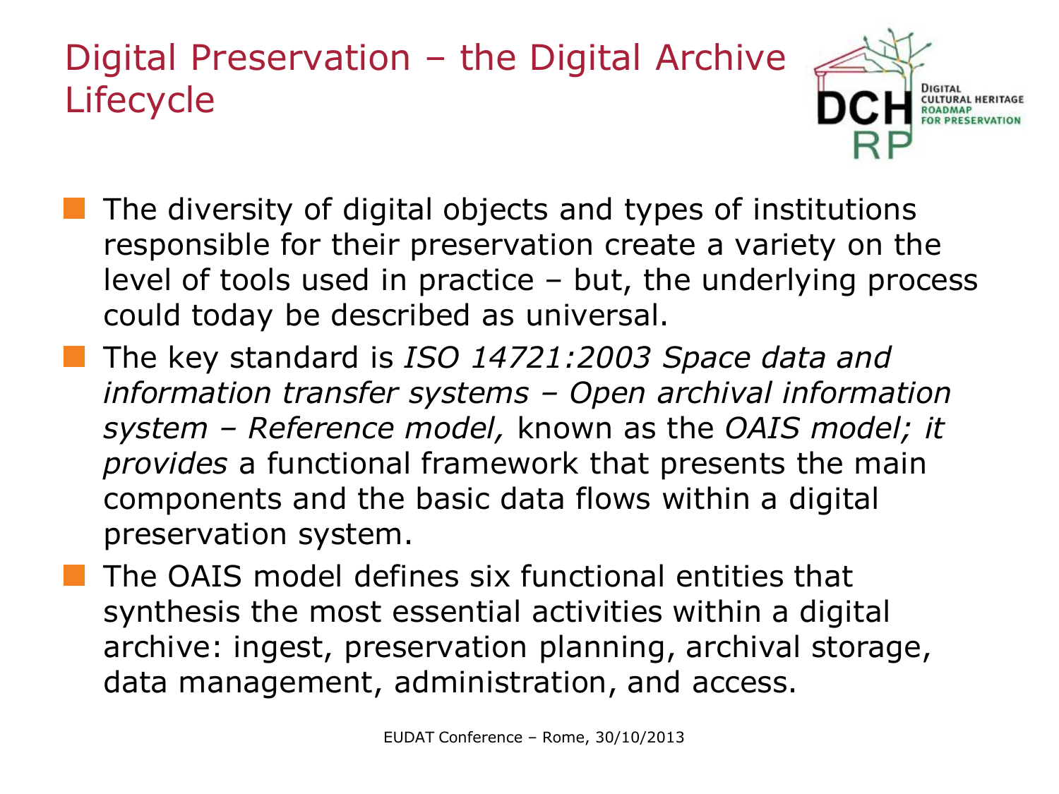# Digital Preservation – the Digital Archive Lifecycle

- The diversity of digital objects and types of institutions responsible for their preservation create a variety on the level of tools used in practice – but, the underlying process could today be described as universal.
- The key standard is *ISO 14721:2003 Space data and information transfer systems – Open archival information system – Reference model,* known as the *OAIS model; it provides* a functional framework that presents the main components and the basic data flows within a digital preservation system.
- The OAIS model defines six functional entities that synthesis the most essential activities within a digital archive: ingest, preservation planning, archival storage, data management, administration, and access.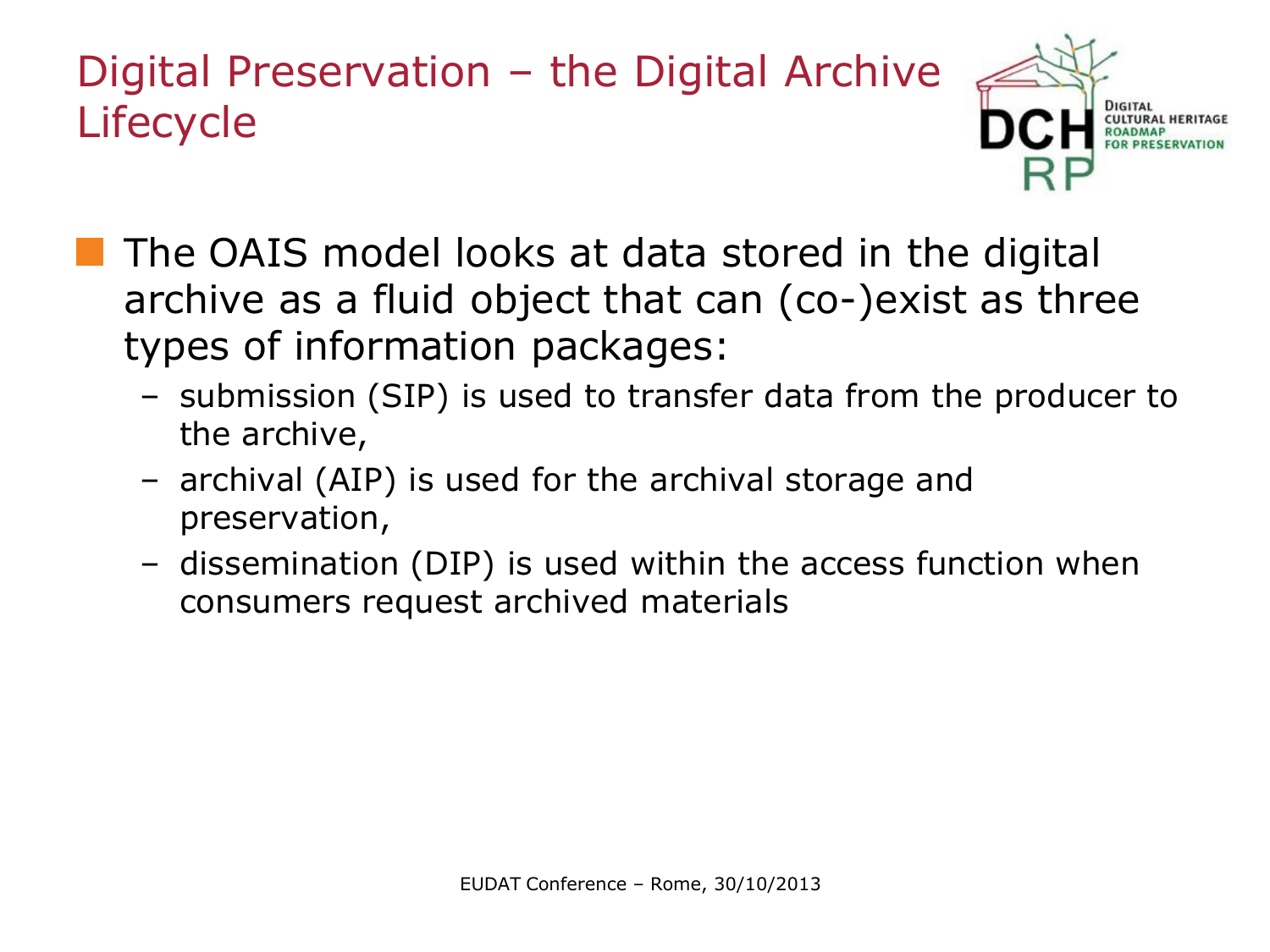# Digital Preservation – the Digital Archive Lifecycle

- The OAIS model looks at data stored in the digital archive as a fluid object that can (co-)exist as three types of information packages:
  - submission (SIP) is used to transfer data from the producer to the archive,
  - archival (AIP) is used for the archival storage and preservation,
  - dissemination (DIP) is used within the access function when consumers request archived materials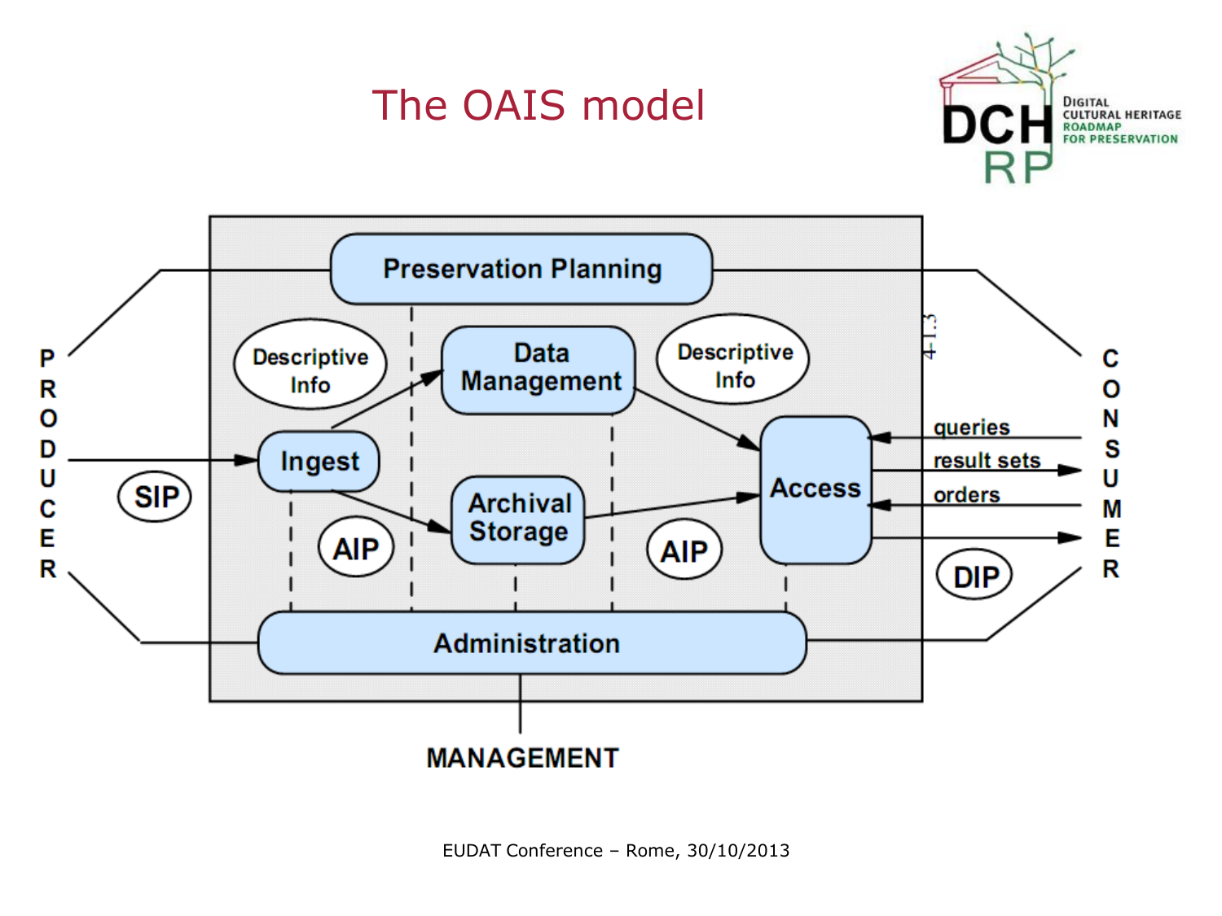# The OAIS model

PRODUCER

SIP

Preservation Planning

Descriptive Info

Data Management

Descriptive Info

Ingest

AIP

Archival Storage

AIP

Access

queries

result sets

orders

DIP

CONSUMER

Administration

MANAGEMENT

EUDAT Conference – Rome, 30/10/2013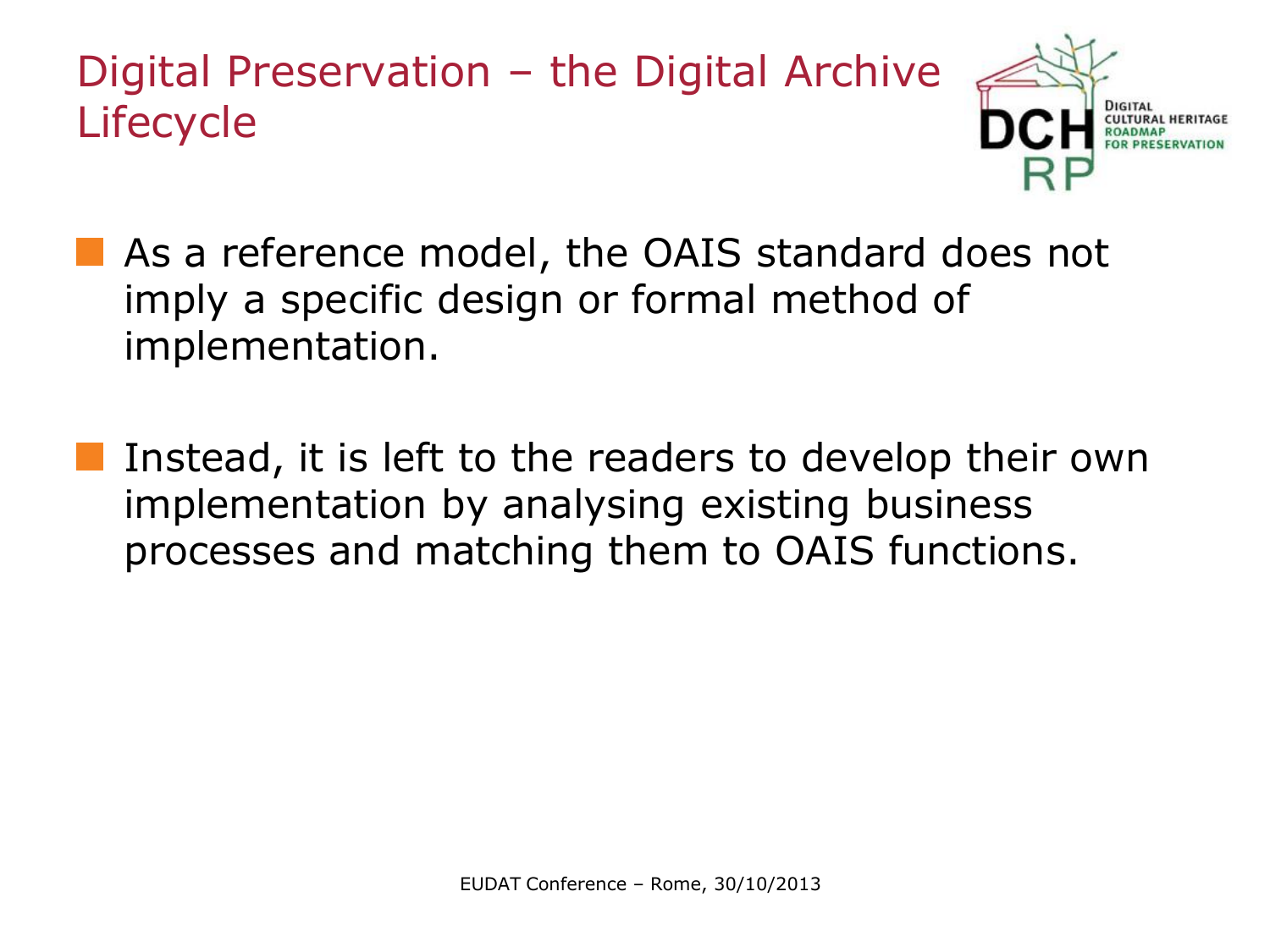# Digital Preservation – the Digital Archive Lifecycle

- As a reference model, the OAIS standard does not imply a specific design or formal method of implementation.

- Instead, it is left to the readers to develop their own implementation by analysing existing business processes and matching them to OAIS functions.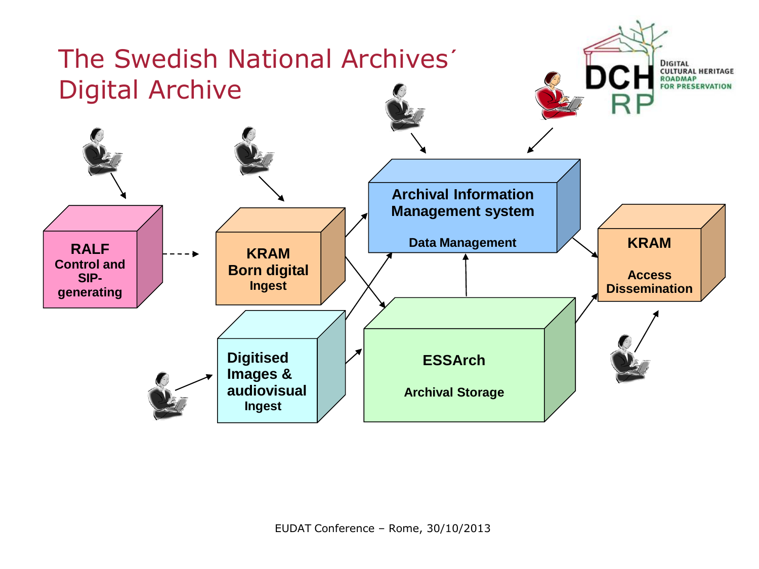# The Swedish National Archives´ Digital Archive

**RALF**
**Control and SIP-generating**

**KRAM**
**Born digital**
**Ingest**

**Digitised Images & audiovisual**
**Ingest**

**Archival Information Management system**

**Data Management**

**ESSArch**

**Archival Storage**

**KRAM**

**Access Dissemination**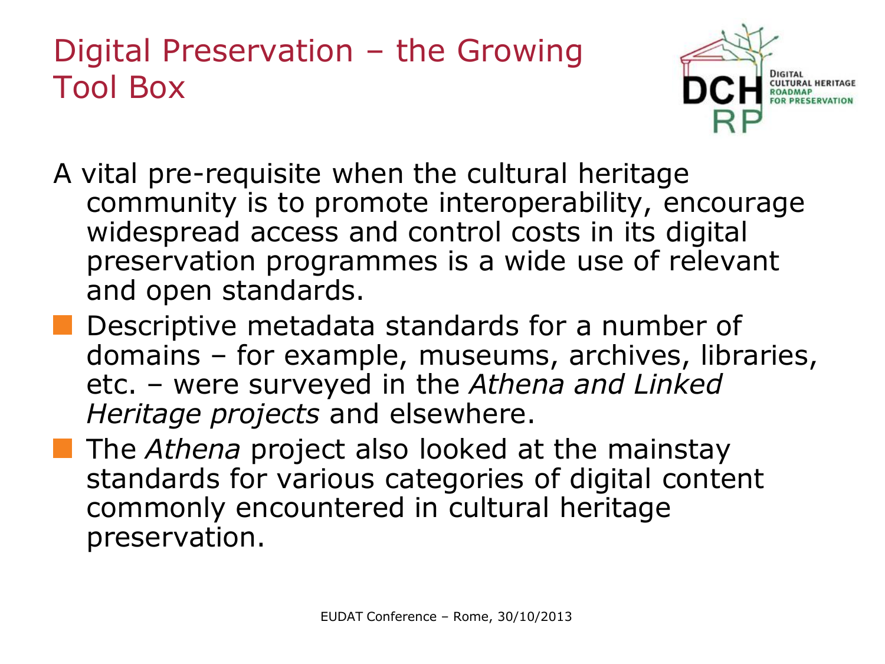# Digital Preservation – the Growing Tool Box

A vital pre-requisite when the cultural heritage community is to promote interoperability, encourage widespread access and control costs in its digital preservation programmes is a wide use of relevant and open standards.

- Descriptive metadata standards for a number of domains – for example, museums, archives, libraries, etc. – were surveyed in the *Athena and Linked Heritage projects* and elsewhere.
- The *Athena* project also looked at the mainstay standards for various categories of digital content commonly encountered in cultural heritage preservation.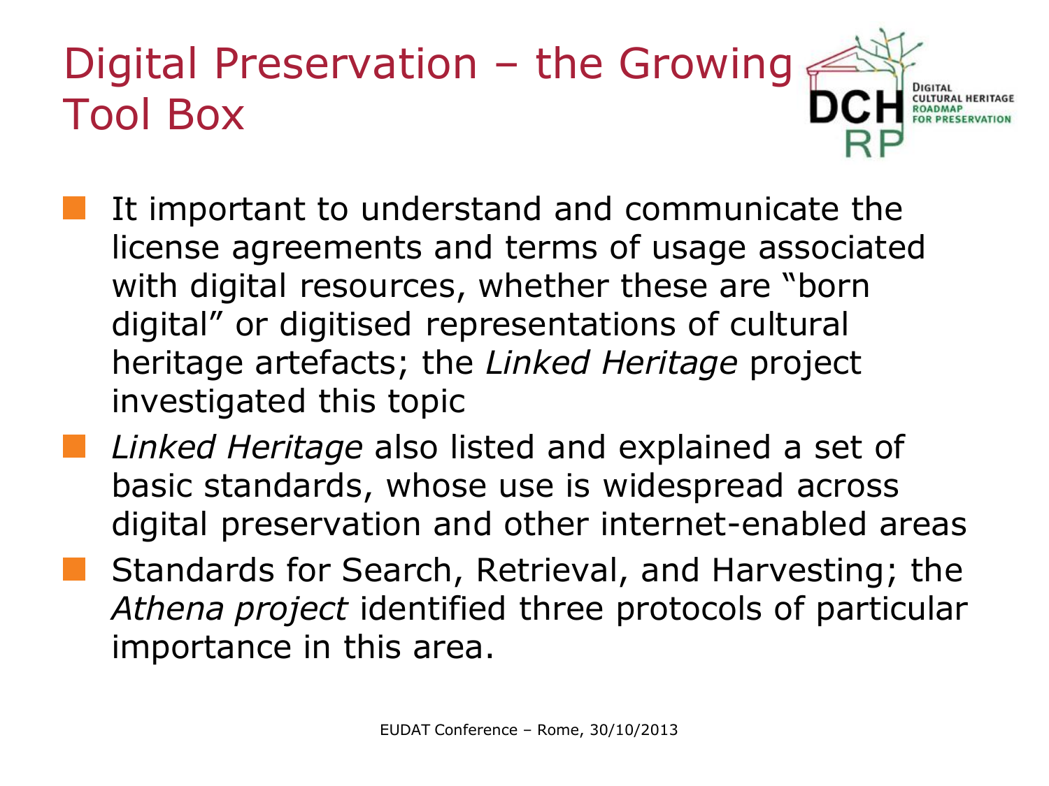# Digital Preservation – the Growing Tool Box

- It important to understand and communicate the license agreements and terms of usage associated with digital resources, whether these are "born digital" or digitised representations of cultural heritage artefacts; the *Linked Heritage* project investigated this topic
- *Linked Heritage* also listed and explained a set of basic standards, whose use is widespread across digital preservation and other internet-enabled areas
- Standards for Search, Retrieval, and Harvesting; the *Athena project* identified three protocols of particular importance in this area.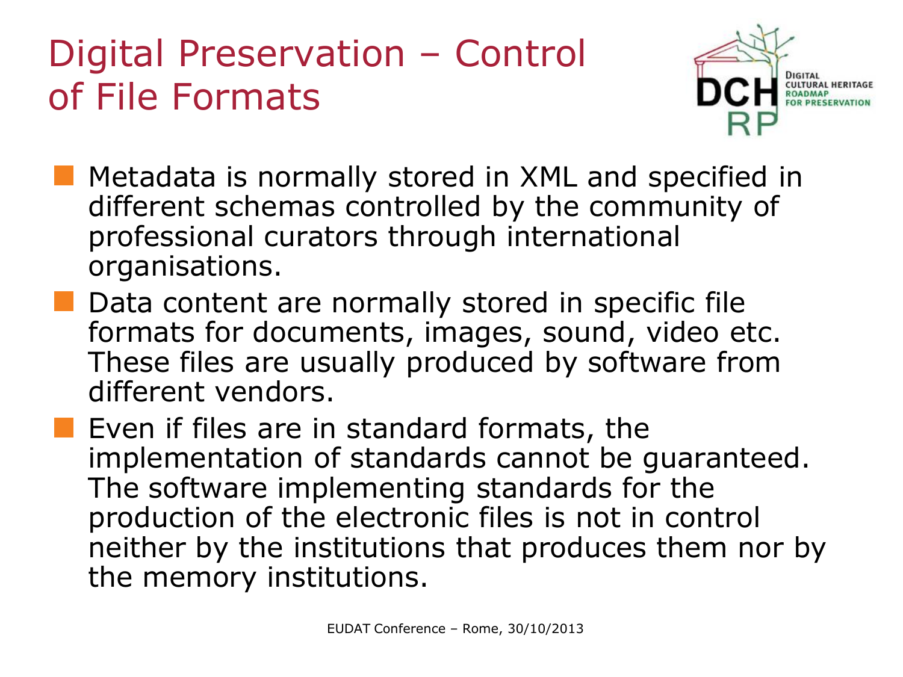# Digital Preservation – Control of File Formats

- Metadata is normally stored in XML and specified in different schemas controlled by the community of professional curators through international organisations.
- Data content are normally stored in specific file formats for documents, images, sound, video etc. These files are usually produced by software from different vendors.
- Even if files are in standard formats, the implementation of standards cannot be guaranteed. The software implementing standards for the production of the electronic files is not in control neither by the institutions that produces them nor by the memory institutions.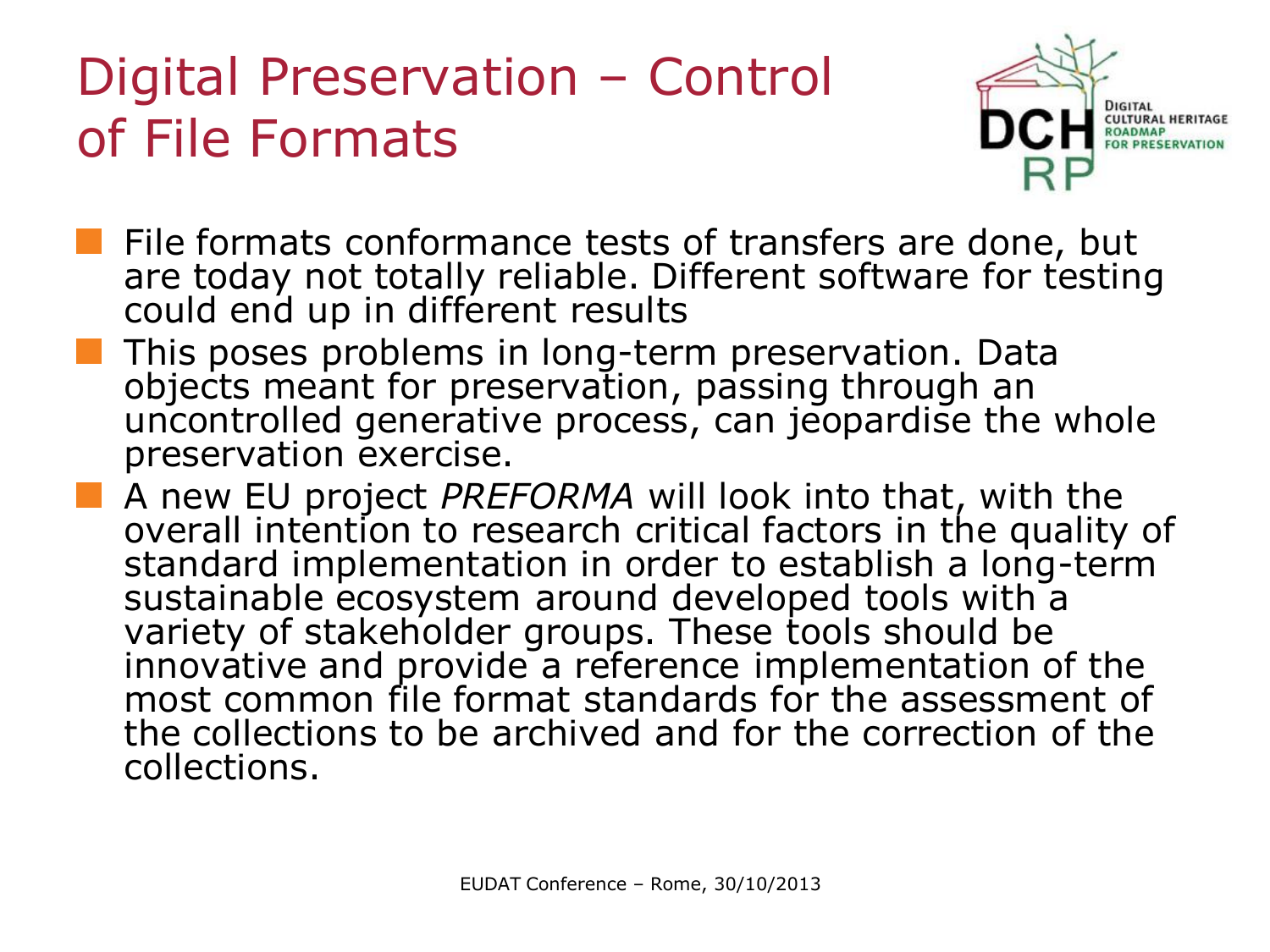# Digital Preservation – Control of File Formats

- File formats conformance tests of transfers are done, but are today not totally reliable. Different software for testing could end up in different results
- This poses problems in long-term preservation. Data objects meant for preservation, passing through an uncontrolled generative process, can jeopardise the whole preservation exercise.
- A new EU project *PREFORMA* will look into that, with the overall intention to research critical factors in the quality of standard implementation in order to establish a long-term sustainable ecosystem around developed tools with a variety of stakeholder groups. These tools should be innovative and provide a reference implementation of the most common file format standards for the assessment of the collections to be archived and for the correction of the collections.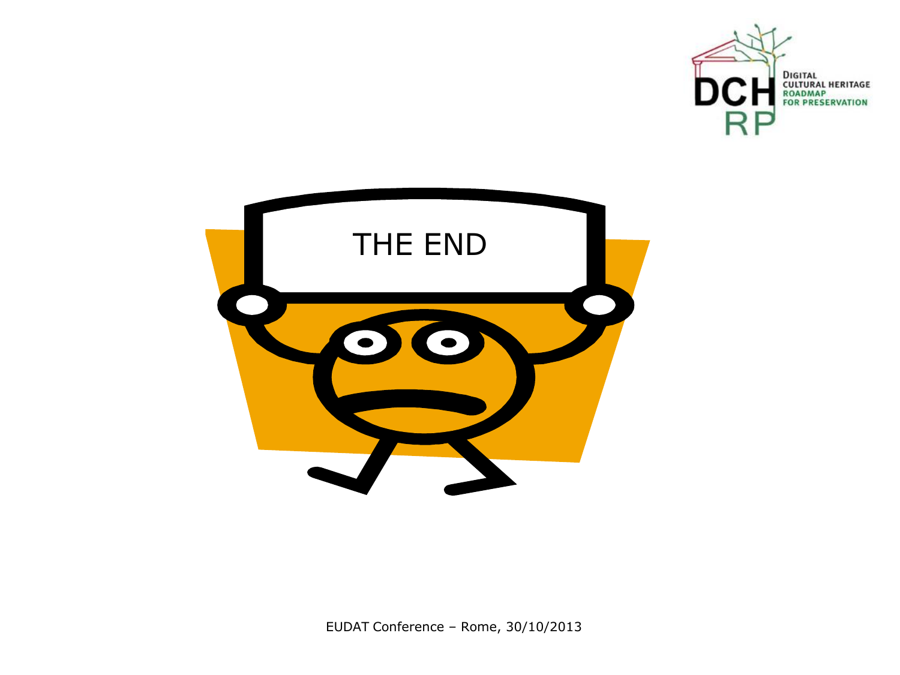THE END